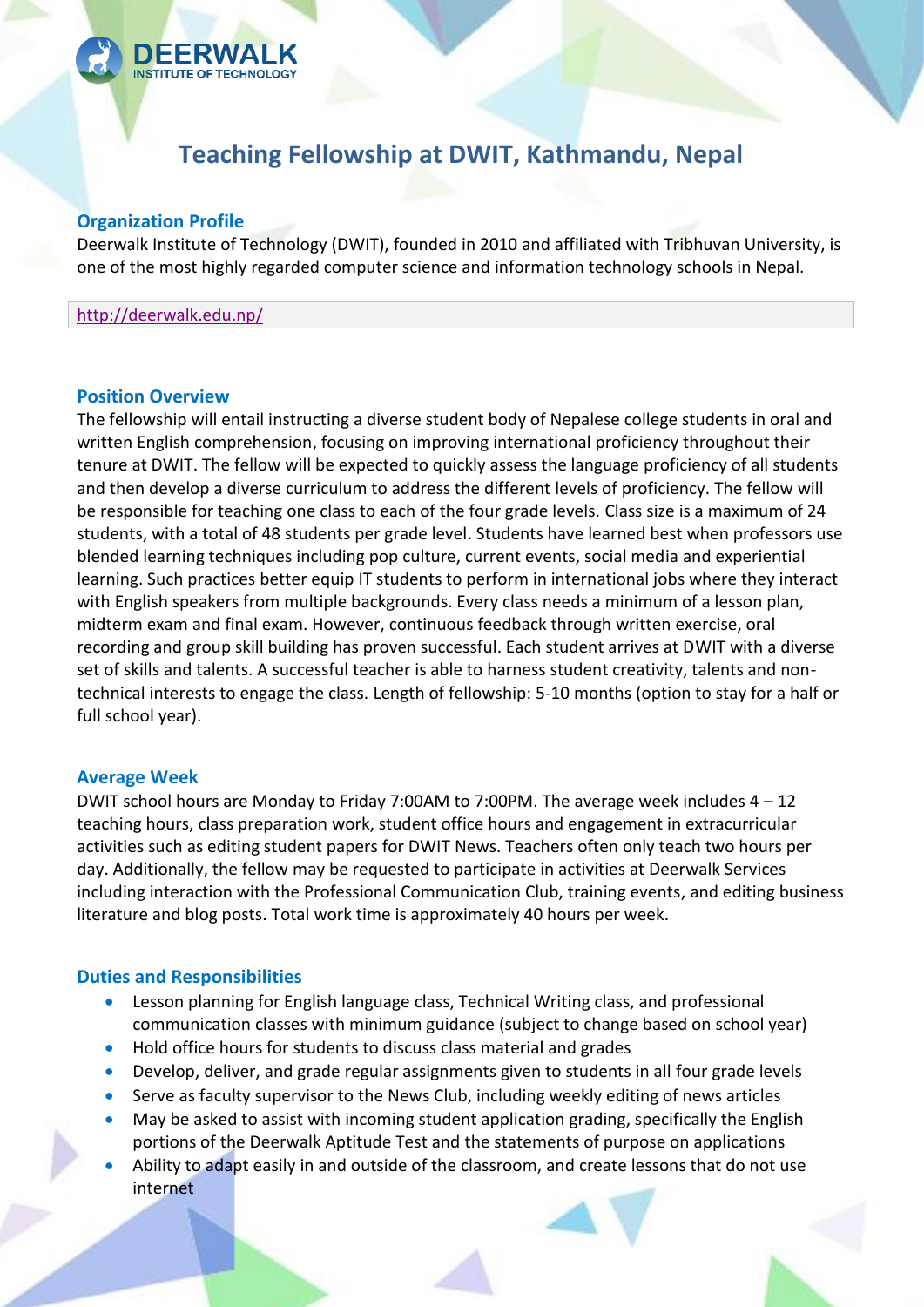DEERWALK
INSTITUTE OF TECHNOLOGY

# Teaching Fellowship at DWIT, Kathmandu, Nepal

## Organization Profile

Deerwalk Institute of Technology (DWIT), founded in 2010 and affiliated with Tribhuvan University, is one of the most highly regarded computer science and information technology schools in Nepal.

http://deerwalk.edu.np/

## Position Overview

The fellowship will entail instructing a diverse student body of Nepalese college students in oral and written English comprehension, focusing on improving international proficiency throughout their tenure at DWIT. The fellow will be expected to quickly assess the language proficiency of all students and then develop a diverse curriculum to address the different levels of proficiency. The fellow will be responsible for teaching one class to each of the four grade levels. Class size is a maximum of 24 students, with a total of 48 students per grade level. Students have learned best when professors use blended learning techniques including pop culture, current events, social media and experiential learning. Such practices better equip IT students to perform in international jobs where they interact with English speakers from multiple backgrounds. Every class needs a minimum of a lesson plan, midterm exam and final exam. However, continuous feedback through written exercise, oral recording and group skill building has proven successful. Each student arrives at DWIT with a diverse set of skills and talents. A successful teacher is able to harness student creativity, talents and non-technical interests to engage the class. Length of fellowship: 5-10 months (option to stay for a half or full school year).

## Average Week

DWIT school hours are Monday to Friday 7:00AM to 7:00PM. The average week includes 4 – 12 teaching hours, class preparation work, student office hours and engagement in extracurricular activities such as editing student papers for DWIT News. Teachers often only teach two hours per day. Additionally, the fellow may be requested to participate in activities at Deerwalk Services including interaction with the Professional Communication Club, training events, and editing business literature and blog posts. Total work time is approximately 40 hours per week.

## Duties and Responsibilities

- Lesson planning for English language class, Technical Writing class, and professional communication classes with minimum guidance (subject to change based on school year)
- Hold office hours for students to discuss class material and grades
- Develop, deliver, and grade regular assignments given to students in all four grade levels
- Serve as faculty supervisor to the News Club, including weekly editing of news articles
- May be asked to assist with incoming student application grading, specifically the English portions of the Deerwalk Aptitude Test and the statements of purpose on applications
- Ability to adapt easily in and outside of the classroom, and create lessons that do not use internet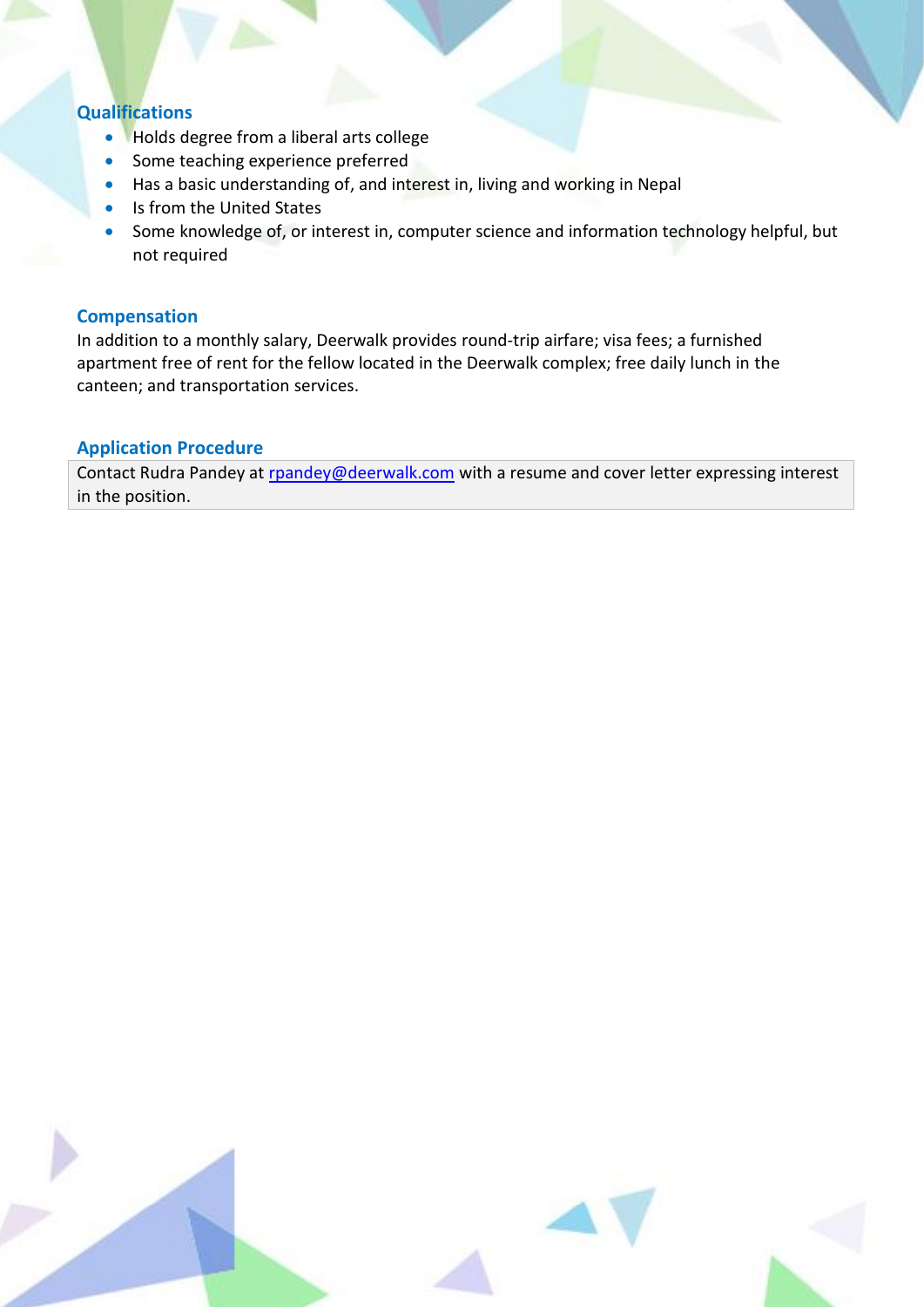## Qualifications

- Holds degree from a liberal arts college
- Some teaching experience preferred
- Has a basic understanding of, and interest in, living and working in Nepal
- Is from the United States
- Some knowledge of, or interest in, computer science and information technology helpful, but not required

## Compensation

In addition to a monthly salary, Deerwalk provides round-trip airfare; visa fees; a furnished apartment free of rent for the fellow located in the Deerwalk complex; free daily lunch in the canteen; and transportation services.

## Application Procedure

Contact Rudra Pandey at rpandey@deerwalk.com with a resume and cover letter expressing interest in the position.